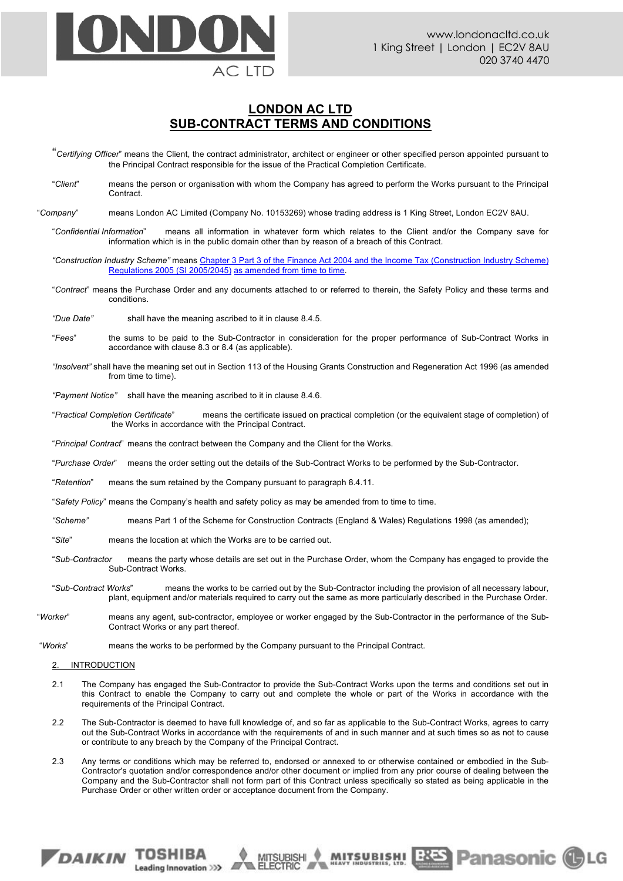# LONDON AC LTD
## SUB-CONTRACT TERMS AND CONDITIONS

"*Certifying Officer*" means the Client, the contract administrator, architect or engineer or other specified person appointed pursuant to the Principal Contract responsible for the issue of the Practical Completion Certificate.

"*Client*" means the person or organisation with whom the Company has agreed to perform the Works pursuant to the Principal Contract.

"*Company*" means London AC Limited (Company No. 10153269) whose trading address is 1 King Street, London EC2V 8AU.

"*Confidential Information*" means all information in whatever form which relates to the Client and/or the Company save for information which is in the public domain other than by reason of a breach of this Contract.

*"Construction Industry Scheme"* means Chapter 3 Part 3 of the Finance Act 2004 and the Income Tax (Construction Industry Scheme) Regulations 2005 (SI 2005/2045) as amended from time to time.

"*Contract*" means the Purchase Order and any documents attached to or referred to therein, the Safety Policy and these terms and conditions.

*"Due Date"* shall have the meaning ascribed to it in clause 8.4.5.

"*Fees*" the sums to be paid to the Sub-Contractor in consideration for the proper performance of Sub-Contract Works in accordance with clause 8.3 or 8.4 (as applicable).

*"Insolvent"* shall have the meaning set out in Section 113 of the Housing Grants Construction and Regeneration Act 1996 (as amended from time to time).

*"Payment Notice"* shall have the meaning ascribed to it in clause 8.4.6.

"*Practical Completion Certificate*" means the certificate issued on practical completion (or the equivalent stage of completion) of the Works in accordance with the Principal Contract.

"*Principal Contract*" means the contract between the Company and the Client for the Works.

"*Purchase Order*" means the order setting out the details of the Sub-Contract Works to be performed by the Sub-Contractor.

"*Retention*" means the sum retained by the Company pursuant to paragraph 8.4.11.

"*Safety Policy*" means the Company's health and safety policy as may be amended from to time to time.

*"Scheme"* means Part 1 of the Scheme for Construction Contracts (England & Wales) Regulations 1998 (as amended);

"*Site*" means the location at which the Works are to be carried out.

"*Sub-Contractor* means the party whose details are set out in the Purchase Order, whom the Company has engaged to provide the Sub-Contract Works.

"*Sub-Contract Works*" means the works to be carried out by the Sub-Contractor including the provision of all necessary labour, plant, equipment and/or materials required to carry out the same as more particularly described in the Purchase Order.

"*Worker*" means any agent, sub-contractor, employee or worker engaged by the Sub-Contractor in the performance of the Sub-Contract Works or any part thereof.

"*Works*" means the works to be performed by the Company pursuant to the Principal Contract.

2. INTRODUCTION

2.1 The Company has engaged the Sub-Contractor to provide the Sub-Contract Works upon the terms and conditions set out in this Contract to enable the Company to carry out and complete the whole or part of the Works in accordance with the requirements of the Principal Contract.

2.2 The Sub-Contractor is deemed to have full knowledge of, and so far as applicable to the Sub-Contract Works, agrees to carry out the Sub-Contract Works in accordance with the requirements of and in such manner and at such times so as not to cause or contribute to any breach by the Company of the Principal Contract.

2.3 Any terms or conditions which may be referred to, endorsed or annexed to or otherwise contained or embodied in the Sub-Contractor's quotation and/or correspondence and/or other document or implied from any prior course of dealing between the Company and the Sub-Contractor shall not form part of this Contract unless specifically so stated as being applicable in the Purchase Order or other written order or acceptance document from the Company.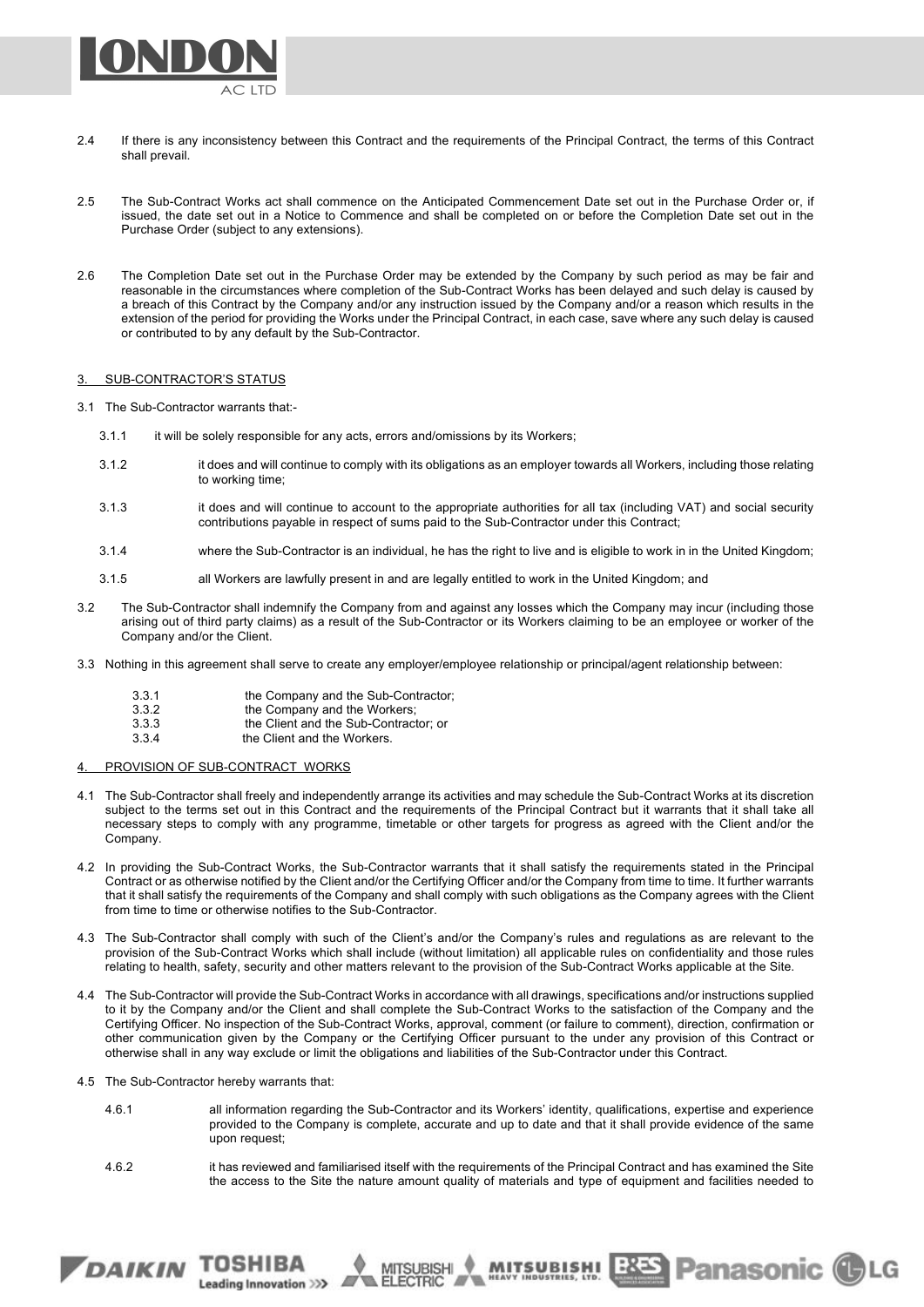2.4 If there is any inconsistency between this Contract and the requirements of the Principal Contract, the terms of this Contract shall prevail.

2.5 The Sub-Contract Works act shall commence on the Anticipated Commencement Date set out in the Purchase Order or, if issued, the date set out in a Notice to Commence and shall be completed on or before the Completion Date set out in the Purchase Order (subject to any extensions).

2.6 The Completion Date set out in the Purchase Order may be extended by the Company by such period as may be fair and reasonable in the circumstances where completion of the Sub-Contract Works has been delayed and such delay is caused by a breach of this Contract by the Company and/or any instruction issued by the Company and/or a reason which results in the extension of the period for providing the Works under the Principal Contract, in each case, save where any such delay is caused or contributed to by any default by the Sub-Contractor.

## 3. SUB-CONTRACTOR'S STATUS

3.1 The Sub-Contractor warrants that:-

3.1.1 it will be solely responsible for any acts, errors and/omissions by its Workers;

3.1.2 it does and will continue to comply with its obligations as an employer towards all Workers, including those relating to working time;

3.1.3 it does and will continue to account to the appropriate authorities for all tax (including VAT) and social security contributions payable in respect of sums paid to the Sub-Contractor under this Contract;

3.1.4 where the Sub-Contractor is an individual, he has the right to live and is eligible to work in in the United Kingdom;

3.1.5 all Workers are lawfully present in and are legally entitled to work in the United Kingdom; and

3.2 The Sub-Contractor shall indemnify the Company from and against any losses which the Company may incur (including those arising out of third party claims) as a result of the Sub-Contractor or its Workers claiming to be an employee or worker of the Company and/or the Client.

3.3 Nothing in this agreement shall serve to create any employer/employee relationship or principal/agent relationship between:

3.3.1 the Company and the Sub-Contractor;
3.3.2 the Company and the Workers;
3.3.3 the Client and the Sub-Contractor; or
3.3.4 the Client and the Workers.

## 4. PROVISION OF SUB-CONTRACT WORKS

4.1 The Sub-Contractor shall freely and independently arrange its activities and may schedule the Sub-Contract Works at its discretion subject to the terms set out in this Contract and the requirements of the Principal Contract but it warrants that it shall take all necessary steps to comply with any programme, timetable or other targets for progress as agreed with the Client and/or the Company.

4.2 In providing the Sub-Contract Works, the Sub-Contractor warrants that it shall satisfy the requirements stated in the Principal Contract or as otherwise notified by the Client and/or the Certifying Officer and/or the Company from time to time. It further warrants that it shall satisfy the requirements of the Company and shall comply with such obligations as the Company agrees with the Client from time to time or otherwise notifies to the Sub-Contractor.

4.3 The Sub-Contractor shall comply with such of the Client's and/or the Company's rules and regulations as are relevant to the provision of the Sub-Contract Works which shall include (without limitation) all applicable rules on confidentiality and those rules relating to health, safety, security and other matters relevant to the provision of the Sub-Contract Works applicable at the Site.

4.4 The Sub-Contractor will provide the Sub-Contract Works in accordance with all drawings, specifications and/or instructions supplied to it by the Company and/or the Client and shall complete the Sub-Contract Works to the satisfaction of the Company and the Certifying Officer. No inspection of the Sub-Contract Works, approval, comment (or failure to comment), direction, confirmation or other communication given by the Company or the Certifying Officer pursuant to the under any provision of this Contract or otherwise shall in any way exclude or limit the obligations and liabilities of the Sub-Contractor under this Contract.

4.5 The Sub-Contractor hereby warrants that:

4.6.1 all information regarding the Sub-Contractor and its Workers' identity, qualifications, expertise and experience provided to the Company is complete, accurate and up to date and that it shall provide evidence of the same upon request;

4.6.2 it has reviewed and familiarised itself with the requirements of the Principal Contract and has examined the Site the access to the Site the nature amount quality of materials and type of equipment and facilities needed to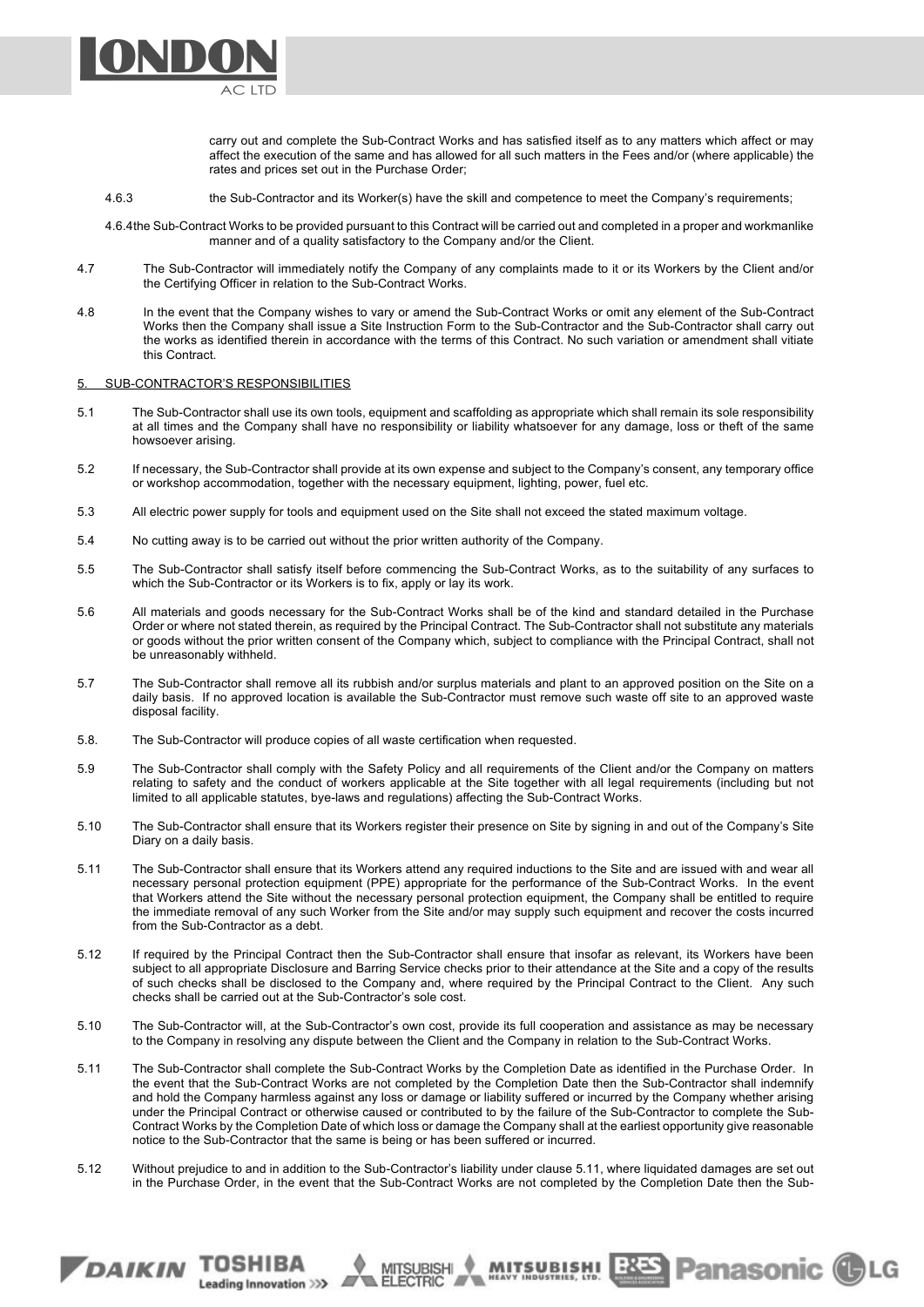carry out and complete the Sub-Contract Works and has satisfied itself as to any matters which affect or may affect the execution of the same and has allowed for all such matters in the Fees and/or (where applicable) the rates and prices set out in the Purchase Order;

4.6.3 the Sub-Contractor and its Worker(s) have the skill and competence to meet the Company's requirements;

4.6.4 the Sub-Contract Works to be provided pursuant to this Contract will be carried out and completed in a proper and workmanlike manner and of a quality satisfactory to the Company and/or the Client.

4.7 The Sub-Contractor will immediately notify the Company of any complaints made to it or its Workers by the Client and/or the Certifying Officer in relation to the Sub-Contract Works.

4.8 In the event that the Company wishes to vary or amend the Sub-Contract Works or omit any element of the Sub-Contract Works then the Company shall issue a Site Instruction Form to the Sub-Contractor and the Sub-Contractor shall carry out the works as identified therein in accordance with the terms of this Contract. No such variation or amendment shall vitiate this Contract.

## 5. SUB-CONTRACTOR'S RESPONSIBILITIES

5.1 The Sub-Contractor shall use its own tools, equipment and scaffolding as appropriate which shall remain its sole responsibility at all times and the Company shall have no responsibility or liability whatsoever for any damage, loss or theft of the same howsoever arising.

5.2 If necessary, the Sub-Contractor shall provide at its own expense and subject to the Company's consent, any temporary office or workshop accommodation, together with the necessary equipment, lighting, power, fuel etc.

5.3 All electric power supply for tools and equipment used on the Site shall not exceed the stated maximum voltage.

5.4 No cutting away is to be carried out without the prior written authority of the Company.

5.5 The Sub-Contractor shall satisfy itself before commencing the Sub-Contract Works, as to the suitability of any surfaces to which the Sub-Contractor or its Workers is to fix, apply or lay its work.

5.6 All materials and goods necessary for the Sub-Contract Works shall be of the kind and standard detailed in the Purchase Order or where not stated therein, as required by the Principal Contract. The Sub-Contractor shall not substitute any materials or goods without the prior written consent of the Company which, subject to compliance with the Principal Contract, shall not be unreasonably withheld.

5.7 The Sub-Contractor shall remove all its rubbish and/or surplus materials and plant to an approved position on the Site on a daily basis. If no approved location is available the Sub-Contractor must remove such waste off site to an approved waste disposal facility.

5.8. The Sub-Contractor will produce copies of all waste certification when requested.

5.9 The Sub-Contractor shall comply with the Safety Policy and all requirements of the Client and/or the Company on matters relating to safety and the conduct of workers applicable at the Site together with all legal requirements (including but not limited to all applicable statutes, bye-laws and regulations) affecting the Sub-Contract Works.

5.10 The Sub-Contractor shall ensure that its Workers register their presence on Site by signing in and out of the Company's Site Diary on a daily basis.

5.11 The Sub-Contractor shall ensure that its Workers attend any required inductions to the Site and are issued with and wear all necessary personal protection equipment (PPE) appropriate for the performance of the Sub-Contract Works. In the event that Workers attend the Site without the necessary personal protection equipment, the Company shall be entitled to require the immediate removal of any such Worker from the Site and/or may supply such equipment and recover the costs incurred from the Sub-Contractor as a debt.

5.12 If required by the Principal Contract then the Sub-Contractor shall ensure that insofar as relevant, its Workers have been subject to all appropriate Disclosure and Barring Service checks prior to their attendance at the Site and a copy of the results of such checks shall be disclosed to the Company and, where required by the Principal Contract to the Client. Any such checks shall be carried out at the Sub-Contractor's sole cost.

5.10 The Sub-Contractor will, at the Sub-Contractor's own cost, provide its full cooperation and assistance as may be necessary to the Company in resolving any dispute between the Client and the Company in relation to the Sub-Contract Works.

5.11 The Sub-Contractor shall complete the Sub-Contract Works by the Completion Date as identified in the Purchase Order. In the event that the Sub-Contract Works are not completed by the Completion Date then the Sub-Contractor shall indemnify and hold the Company harmless against any loss or damage or liability suffered or incurred by the Company whether arising under the Principal Contract or otherwise caused or contributed to by the failure of the Sub-Contractor to complete the Sub-Contract Works by the Completion Date of which loss or damage the Company shall at the earliest opportunity give reasonable notice to the Sub-Contractor that the same is being or has been suffered or incurred.

5.12 Without prejudice to and in addition to the Sub-Contractor's liability under clause 5.11, where liquidated damages are set out in the Purchase Order, in the event that the Sub-Contract Works are not completed by the Completion Date then the Sub-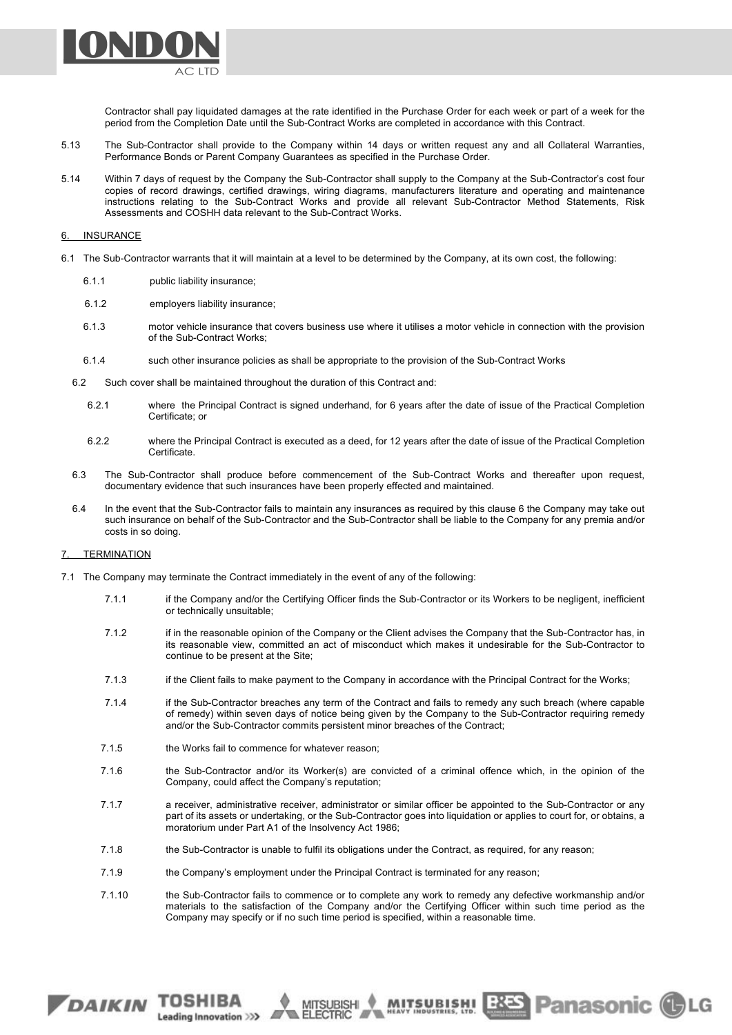Contractor shall pay liquidated damages at the rate identified in the Purchase Order for each week or part of a week for the period from the Completion Date until the Sub-Contract Works are completed in accordance with this Contract.

5.13 The Sub-Contractor shall provide to the Company within 14 days or written request any and all Collateral Warranties, Performance Bonds or Parent Company Guarantees as specified in the Purchase Order.

5.14 Within 7 days of request by the Company the Sub-Contractor shall supply to the Company at the Sub-Contractor's cost four copies of record drawings, certified drawings, wiring diagrams, manufacturers literature and operating and maintenance instructions relating to the Sub-Contract Works and provide all relevant Sub-Contractor Method Statements, Risk Assessments and COSHH data relevant to the Sub-Contract Works.

## 6. INSURANCE

6.1 The Sub-Contractor warrants that it will maintain at a level to be determined by the Company, at its own cost, the following:

6.1.1 public liability insurance;

6.1.2 employers liability insurance;

6.1.3 motor vehicle insurance that covers business use where it utilises a motor vehicle in connection with the provision of the Sub-Contract Works;

6.1.4 such other insurance policies as shall be appropriate to the provision of the Sub-Contract Works

6.2 Such cover shall be maintained throughout the duration of this Contract and:

6.2.1 where the Principal Contract is signed underhand, for 6 years after the date of issue of the Practical Completion Certificate; or

6.2.2 where the Principal Contract is executed as a deed, for 12 years after the date of issue of the Practical Completion Certificate.

6.3 The Sub-Contractor shall produce before commencement of the Sub-Contract Works and thereafter upon request, documentary evidence that such insurances have been properly effected and maintained.

6.4 In the event that the Sub-Contractor fails to maintain any insurances as required by this clause 6 the Company may take out such insurance on behalf of the Sub-Contractor and the Sub-Contractor shall be liable to the Company for any premia and/or costs in so doing.

## 7. TERMINATION

7.1 The Company may terminate the Contract immediately in the event of any of the following:

7.1.1 if the Company and/or the Certifying Officer finds the Sub-Contractor or its Workers to be negligent, inefficient or technically unsuitable;

7.1.2 if in the reasonable opinion of the Company or the Client advises the Company that the Sub-Contractor has, in its reasonable view, committed an act of misconduct which makes it undesirable for the Sub-Contractor to continue to be present at the Site;

7.1.3 if the Client fails to make payment to the Company in accordance with the Principal Contract for the Works;

7.1.4 if the Sub-Contractor breaches any term of the Contract and fails to remedy any such breach (where capable of remedy) within seven days of notice being given by the Company to the Sub-Contractor requiring remedy and/or the Sub-Contractor commits persistent minor breaches of the Contract;

7.1.5 the Works fail to commence for whatever reason;

7.1.6 the Sub-Contractor and/or its Worker(s) are convicted of a criminal offence which, in the opinion of the Company, could affect the Company's reputation;

7.1.7 a receiver, administrative receiver, administrator or similar officer be appointed to the Sub-Contractor or any part of its assets or undertaking, or the Sub-Contractor goes into liquidation or applies to court for, or obtains, a moratorium under Part A1 of the Insolvency Act 1986;

7.1.8 the Sub-Contractor is unable to fulfil its obligations under the Contract, as required, for any reason;

7.1.9 the Company's employment under the Principal Contract is terminated for any reason;

7.1.10 the Sub-Contractor fails to commence or to complete any work to remedy any defective workmanship and/or materials to the satisfaction of the Company and/or the Certifying Officer within such time period as the Company may specify or if no such time period is specified, within a reasonable time.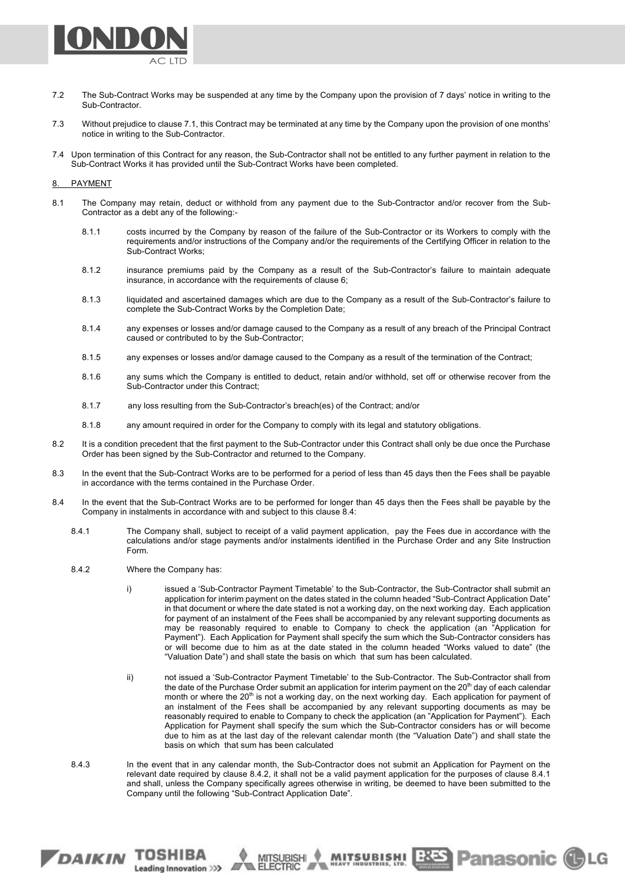7.2 The Sub-Contract Works may be suspended at any time by the Company upon the provision of 7 days' notice in writing to the Sub-Contractor.

7.3 Without prejudice to clause 7.1, this Contract may be terminated at any time by the Company upon the provision of one months' notice in writing to the Sub-Contractor.

7.4 Upon termination of this Contract for any reason, the Sub-Contractor shall not be entitled to any further payment in relation to the Sub-Contract Works it has provided until the Sub-Contract Works have been completed.

## 8. PAYMENT

8.1 The Company may retain, deduct or withhold from any payment due to the Sub-Contractor and/or recover from the Sub-Contractor as a debt any of the following:-

8.1.1 costs incurred by the Company by reason of the failure of the Sub-Contractor or its Workers to comply with the requirements and/or instructions of the Company and/or the requirements of the Certifying Officer in relation to the Sub-Contract Works;

8.1.2 insurance premiums paid by the Company as a result of the Sub-Contractor's failure to maintain adequate insurance, in accordance with the requirements of clause 6;

8.1.3 liquidated and ascertained damages which are due to the Company as a result of the Sub-Contractor's failure to complete the Sub-Contract Works by the Completion Date;

8.1.4 any expenses or losses and/or damage caused to the Company as a result of any breach of the Principal Contract caused or contributed to by the Sub-Contractor;

8.1.5 any expenses or losses and/or damage caused to the Company as a result of the termination of the Contract;

8.1.6 any sums which the Company is entitled to deduct, retain and/or withhold, set off or otherwise recover from the Sub-Contractor under this Contract;

8.1.7 any loss resulting from the Sub-Contractor's breach(es) of the Contract; and/or

8.1.8 any amount required in order for the Company to comply with its legal and statutory obligations.

8.2 It is a condition precedent that the first payment to the Sub-Contractor under this Contract shall only be due once the Purchase Order has been signed by the Sub-Contractor and returned to the Company.

8.3 In the event that the Sub-Contract Works are to be performed for a period of less than 45 days then the Fees shall be payable in accordance with the terms contained in the Purchase Order.

8.4 In the event that the Sub-Contract Works are to be performed for longer than 45 days then the Fees shall be payable by the Company in instalments in accordance with and subject to this clause 8.4:

8.4.1 The Company shall, subject to receipt of a valid payment application, pay the Fees due in accordance with the calculations and/or stage payments and/or instalments identified in the Purchase Order and any Site Instruction Form.

8.4.2 Where the Company has:

i) issued a 'Sub-Contractor Payment Timetable' to the Sub-Contractor, the Sub-Contractor shall submit an application for interim payment on the dates stated in the column headed "Sub-Contract Application Date" in that document or where the date stated is not a working day, on the next working day. Each application for payment of an instalment of the Fees shall be accompanied by any relevant supporting documents as may be reasonably required to enable to Company to check the application (an "Application for Payment"). Each Application for Payment shall specify the sum which the Sub-Contractor considers has or will become due to him as at the date stated in the column headed "Works valued to date" (the "Valuation Date") and shall state the basis on which that sum has been calculated.

ii) not issued a 'Sub-Contractor Payment Timetable' to the Sub-Contractor. The Sub-Contractor shall from the date of the Purchase Order submit an application for interim payment on the 20th day of each calendar month or where the 20th is not a working day, on the next working day. Each application for payment of an instalment of the Fees shall be accompanied by any relevant supporting documents as may be reasonably required to enable to Company to check the application (an "Application for Payment"). Each Application for Payment shall specify the sum which the Sub-Contractor considers has or will become due to him as at the last day of the relevant calendar month (the "Valuation Date") and shall state the basis on which that sum has been calculated

8.4.3 In the event that in any calendar month, the Sub-Contractor does not submit an Application for Payment on the relevant date required by clause 8.4.2, it shall not be a valid payment application for the purposes of clause 8.4.1 and shall, unless the Company specifically agrees otherwise in writing, be deemed to have been submitted to the Company until the following "Sub-Contract Application Date".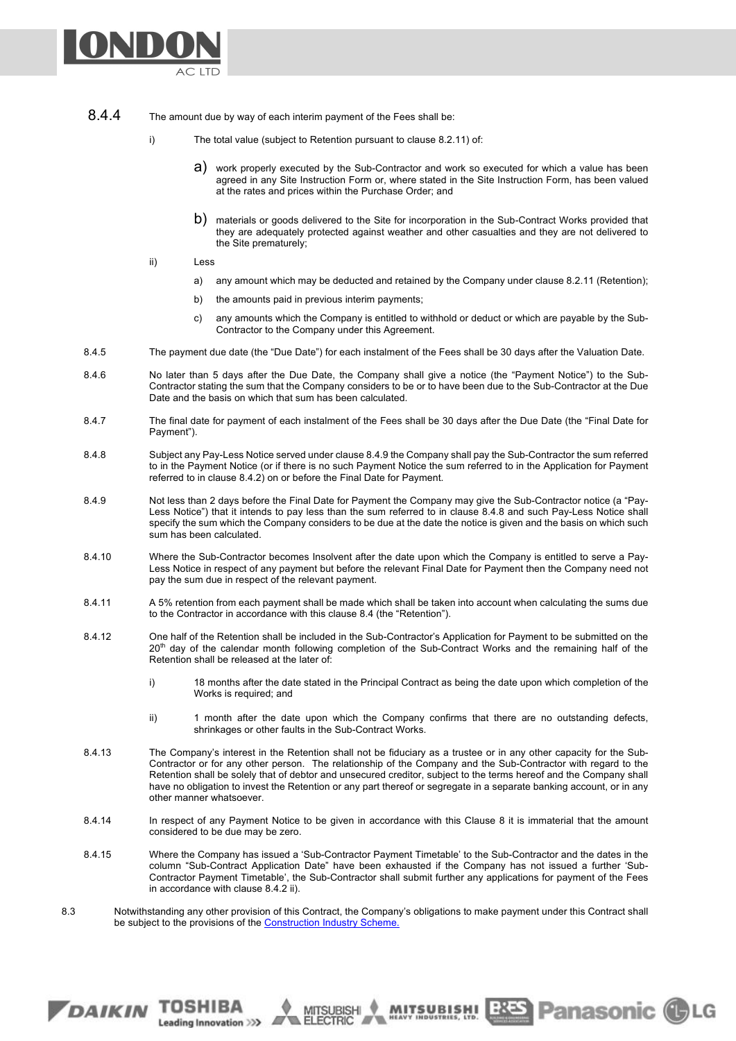8.4.4 The amount due by way of each interim payment of the Fees shall be:

i) The total value (subject to Retention pursuant to clause 8.2.11) of:

a) work properly executed by the Sub-Contractor and work so executed for which a value has been agreed in any Site Instruction Form or, where stated in the Site Instruction Form, has been valued at the rates and prices within the Purchase Order; and

b) materials or goods delivered to the Site for incorporation in the Sub-Contract Works provided that they are adequately protected against weather and other casualties and they are not delivered to the Site prematurely;

ii) Less

a) any amount which may be deducted and retained by the Company under clause 8.2.11 (Retention);

b) the amounts paid in previous interim payments;

c) any amounts which the Company is entitled to withhold or deduct or which are payable by the Sub-Contractor to the Company under this Agreement.

8.4.5 The payment due date (the "Due Date") for each instalment of the Fees shall be 30 days after the Valuation Date.

8.4.6 No later than 5 days after the Due Date, the Company shall give a notice (the "Payment Notice") to the Sub-Contractor stating the sum that the Company considers to be or to have been due to the Sub-Contractor at the Due Date and the basis on which that sum has been calculated.

8.4.7 The final date for payment of each instalment of the Fees shall be 30 days after the Due Date (the "Final Date for Payment").

8.4.8 Subject any Pay-Less Notice served under clause 8.4.9 the Company shall pay the Sub-Contractor the sum referred to in the Payment Notice (or if there is no such Payment Notice the sum referred to in the Application for Payment referred to in clause 8.4.2) on or before the Final Date for Payment.

8.4.9 Not less than 2 days before the Final Date for Payment the Company may give the Sub-Contractor notice (a "Pay-Less Notice") that it intends to pay less than the sum referred to in clause 8.4.8 and such Pay-Less Notice shall specify the sum which the Company considers to be due at the date the notice is given and the basis on which such sum has been calculated.

8.4.10 Where the Sub-Contractor becomes Insolvent after the date upon which the Company is entitled to serve a Pay-Less Notice in respect of any payment but before the relevant Final Date for Payment then the Company need not pay the sum due in respect of the relevant payment.

8.4.11 A 5% retention from each payment shall be made which shall be taken into account when calculating the sums due to the Contractor in accordance with this clause 8.4 (the "Retention").

8.4.12 One half of the Retention shall be included in the Sub-Contractor's Application for Payment to be submitted on the 20th day of the calendar month following completion of the Sub-Contract Works and the remaining half of the Retention shall be released at the later of:

i) 18 months after the date stated in the Principal Contract as being the date upon which completion of the Works is required; and

ii) 1 month after the date upon which the Company confirms that there are no outstanding defects, shrinkages or other faults in the Sub-Contract Works.

8.4.13 The Company's interest in the Retention shall not be fiduciary as a trustee or in any other capacity for the Sub-Contractor or for any other person. The relationship of the Company and the Sub-Contractor with regard to the Retention shall be solely that of debtor and unsecured creditor, subject to the terms hereof and the Company shall have no obligation to invest the Retention or any part thereof or segregate in a separate banking account, or in any other manner whatsoever.

8.4.14 In respect of any Payment Notice to be given in accordance with this Clause 8 it is immaterial that the amount considered to be due may be zero.

8.4.15 Where the Company has issued a 'Sub-Contractor Payment Timetable' to the Sub-Contractor and the dates in the column "Sub-Contract Application Date" have been exhausted if the Company has not issued a further 'Sub-Contractor Payment Timetable', the Sub-Contractor shall submit further any applications for payment of the Fees in accordance with clause 8.4.2 ii).

8.3 Notwithstanding any other provision of this Contract, the Company's obligations to make payment under this Contract shall be subject to the provisions of the [Construction Industry Scheme.]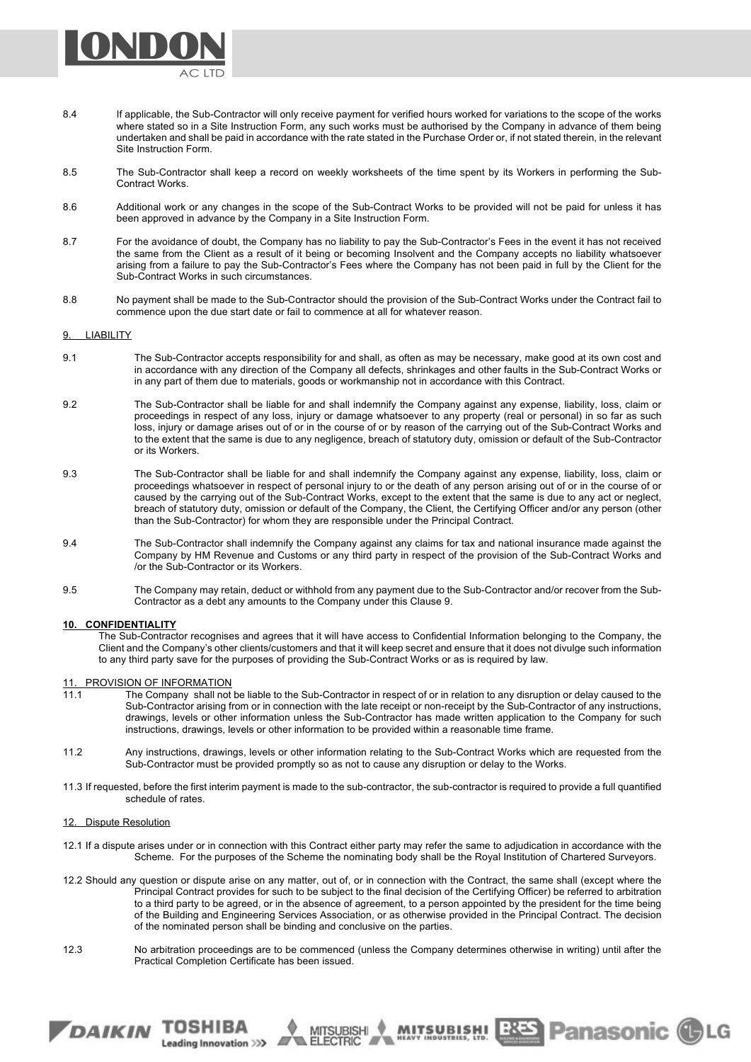8.4 If applicable, the Sub-Contractor will only receive payment for verified hours worked for variations to the scope of the works where stated so in a Site Instruction Form, any such works must be authorised by the Company in advance of them being undertaken and shall be paid in accordance with the rate stated in the Purchase Order or, if not stated therein, in the relevant Site Instruction Form.

8.5 The Sub-Contractor shall keep a record on weekly worksheets of the time spent by its Workers in performing the Sub-Contract Works.

8.6 Additional work or any changes in the scope of the Sub-Contract Works to be provided will not be paid for unless it has been approved in advance by the Company in a Site Instruction Form.

8.7 For the avoidance of doubt, the Company has no liability to pay the Sub-Contractor's Fees in the event it has not received the same from the Client as a result of it being or becoming Insolvent and the Company accepts no liability whatsoever arising from a failure to pay the Sub-Contractor's Fees where the Company has not been paid in full by the Client for the Sub-Contract Works in such circumstances.

8.8 No payment shall be made to the Sub-Contractor should the provision of the Sub-Contract Works under the Contract fail to commence upon the due start date or fail to commence at all for whatever reason.

## 9. LIABILITY

9.1 The Sub-Contractor accepts responsibility for and shall, as often as may be necessary, make good at its own cost and in accordance with any direction of the Company all defects, shrinkages and other faults in the Sub-Contract Works or in any part of them due to materials, goods or workmanship not in accordance with this Contract.

9.2 The Sub-Contractor shall be liable for and shall indemnify the Company against any expense, liability, loss, claim or proceedings in respect of any loss, injury or damage whatsoever to any property (real or personal) in so far as such loss, injury or damage arises out of or in the course of or by reason of the carrying out of the Sub-Contract Works and to the extent that the same is due to any negligence, breach of statutory duty, omission or default of the Sub-Contractor or its Workers.

9.3 The Sub-Contractor shall be liable for and shall indemnify the Company against any expense, liability, loss, claim or proceedings whatsoever in respect of personal injury to or the death of any person arising out of or in the course of or caused by the carrying out of the Sub-Contract Works, except to the extent that the same is due to any act or neglect, breach of statutory duty, omission or default of the Company, the Client, the Certifying Officer and/or any person (other than the Sub-Contractor) for whom they are responsible under the Principal Contract.

9.4 The Sub-Contractor shall indemnify the Company against any claims for tax and national insurance made against the Company by HM Revenue and Customs or any third party in respect of the provision of the Sub-Contract Works and /or the Sub-Contractor or its Workers.

9.5 The Company may retain, deduct or withhold from any payment due to the Sub-Contractor and/or recover from the Sub-Contractor as a debt any amounts to the Company under this Clause 9.

## 10. CONFIDENTIALITY

The Sub-Contractor recognises and agrees that it will have access to Confidential Information belonging to the Company, the Client and the Company's other clients/customers and that it will keep secret and ensure that it does not divulge such information to any third party save for the purposes of providing the Sub-Contract Works or as is required by law.

## 11. PROVISION OF INFORMATION

11.1 The Company shall not be liable to the Sub-Contractor in respect of or in relation to any disruption or delay caused to the Sub-Contractor arising from or in connection with the late receipt or non-receipt by the Sub-Contractor of any instructions, drawings, levels or other information unless the Sub-Contractor has made written application to the Company for such instructions, drawings, levels or other information to be provided within a reasonable time frame.

11.2 Any instructions, drawings, levels or other information relating to the Sub-Contract Works which are requested from the Sub-Contractor must be provided promptly so as not to cause any disruption or delay to the Works.

11.3 If requested, before the first interim payment is made to the sub-contractor, the sub-contractor is required to provide a full quantified schedule of rates.

## 12. Dispute Resolution

12.1 If a dispute arises under or in connection with this Contract either party may refer the same to adjudication in accordance with the Scheme. For the purposes of the Scheme the nominating body shall be the Royal Institution of Chartered Surveyors.

12.2 Should any question or dispute arise on any matter, out of, or in connection with the Contract, the same shall (except where the Principal Contract provides for such to be subject to the final decision of the Certifying Officer) be referred to arbitration to a third party to be agreed, or in the absence of agreement, to a person appointed by the president for the time being of the Building and Engineering Services Association, or as otherwise provided in the Principal Contract. The decision of the nominated person shall be binding and conclusive on the parties.

12.3 No arbitration proceedings are to be commenced (unless the Company determines otherwise in writing) until after the Practical Completion Certificate has been issued.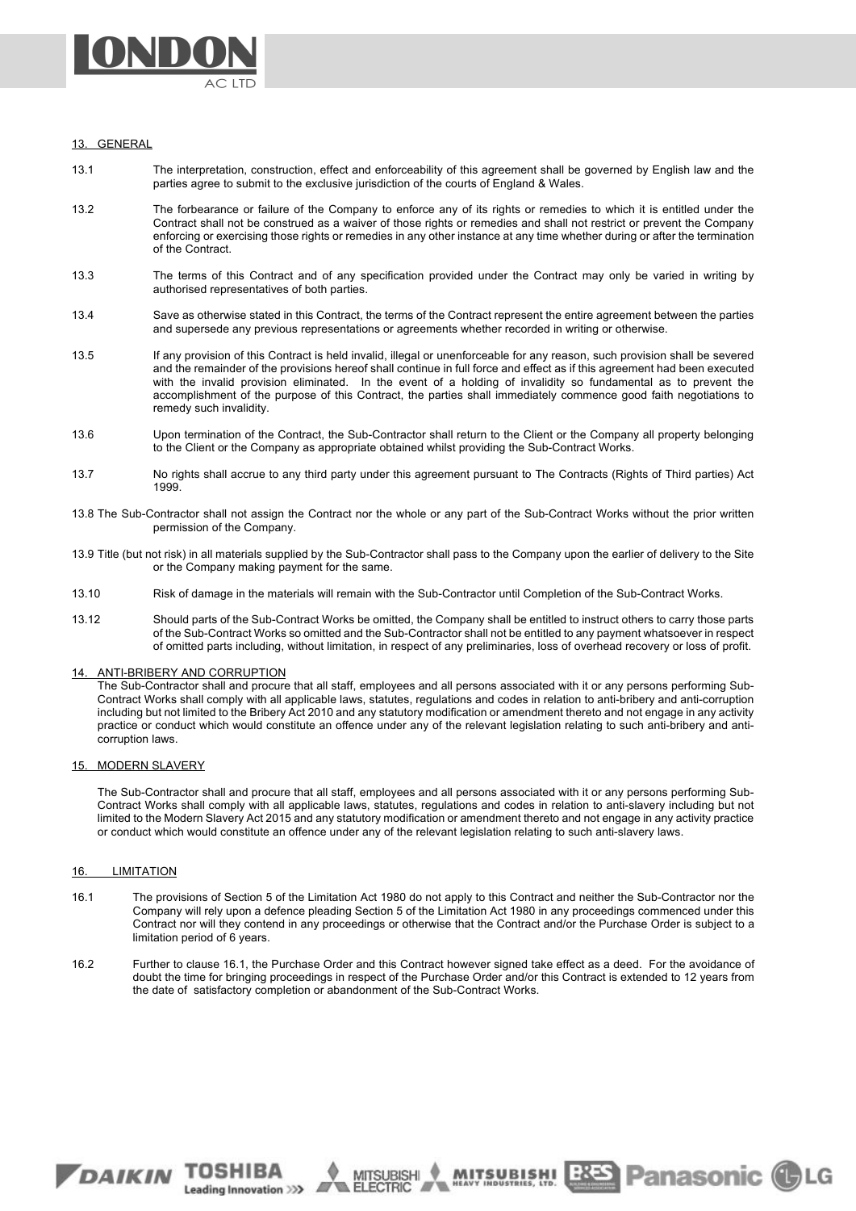## 13. GENERAL

13.1 The interpretation, construction, effect and enforceability of this agreement shall be governed by English law and the parties agree to submit to the exclusive jurisdiction of the courts of England & Wales.

13.2 The forbearance or failure of the Company to enforce any of its rights or remedies to which it is entitled under the Contract shall not be construed as a waiver of those rights or remedies and shall not restrict or prevent the Company enforcing or exercising those rights or remedies in any other instance at any time whether during or after the termination of the Contract.

13.3 The terms of this Contract and of any specification provided under the Contract may only be varied in writing by authorised representatives of both parties.

13.4 Save as otherwise stated in this Contract, the terms of the Contract represent the entire agreement between the parties and supersede any previous representations or agreements whether recorded in writing or otherwise.

13.5 If any provision of this Contract is held invalid, illegal or unenforceable for any reason, such provision shall be severed and the remainder of the provisions hereof shall continue in full force and effect as if this agreement had been executed with the invalid provision eliminated. In the event of a holding of invalidity so fundamental as to prevent the accomplishment of the purpose of this Contract, the parties shall immediately commence good faith negotiations to remedy such invalidity.

13.6 Upon termination of the Contract, the Sub-Contractor shall return to the Client or the Company all property belonging to the Client or the Company as appropriate obtained whilst providing the Sub-Contract Works.

13.7 No rights shall accrue to any third party under this agreement pursuant to The Contracts (Rights of Third parties) Act 1999.

13.8 The Sub-Contractor shall not assign the Contract nor the whole or any part of the Sub-Contract Works without the prior written permission of the Company.

13.9 Title (but not risk) in all materials supplied by the Sub-Contractor shall pass to the Company upon the earlier of delivery to the Site or the Company making payment for the same.

13.10 Risk of damage in the materials will remain with the Sub-Contractor until Completion of the Sub-Contract Works.

13.12 Should parts of the Sub-Contract Works be omitted, the Company shall be entitled to instruct others to carry those parts of the Sub-Contract Works so omitted and the Sub-Contractor shall not be entitled to any payment whatsoever in respect of omitted parts including, without limitation, in respect of any preliminaries, loss of overhead recovery or loss of profit.

## 14. ANTI-BRIBERY AND CORRUPTION

The Sub-Contractor shall and procure that all staff, employees and all persons associated with it or any persons performing Sub-Contract Works shall comply with all applicable laws, statutes, regulations and codes in relation to anti-bribery and anti-corruption including but not limited to the Bribery Act 2010 and any statutory modification or amendment thereto and not engage in any activity practice or conduct which would constitute an offence under any of the relevant legislation relating to such anti-bribery and anti-corruption laws.

## 15. MODERN SLAVERY

The Sub-Contractor shall and procure that all staff, employees and all persons associated with it or any persons performing Sub-Contract Works shall comply with all applicable laws, statutes, regulations and codes in relation to anti-slavery including but not limited to the Modern Slavery Act 2015 and any statutory modification or amendment thereto and not engage in any activity practice or conduct which would constitute an offence under any of the relevant legislation relating to such anti-slavery laws.

## 16. LIMITATION

16.1 The provisions of Section 5 of the Limitation Act 1980 do not apply to this Contract and neither the Sub-Contractor nor the Company will rely upon a defence pleading Section 5 of the Limitation Act 1980 in any proceedings commenced under this Contract nor will they contend in any proceedings or otherwise that the Contract and/or the Purchase Order is subject to a limitation period of 6 years.

16.2 Further to clause 16.1, the Purchase Order and this Contract however signed take effect as a deed. For the avoidance of doubt the time for bringing proceedings in respect of the Purchase Order and/or this Contract is extended to 12 years from the date of satisfactory completion or abandonment of the Sub-Contract Works.